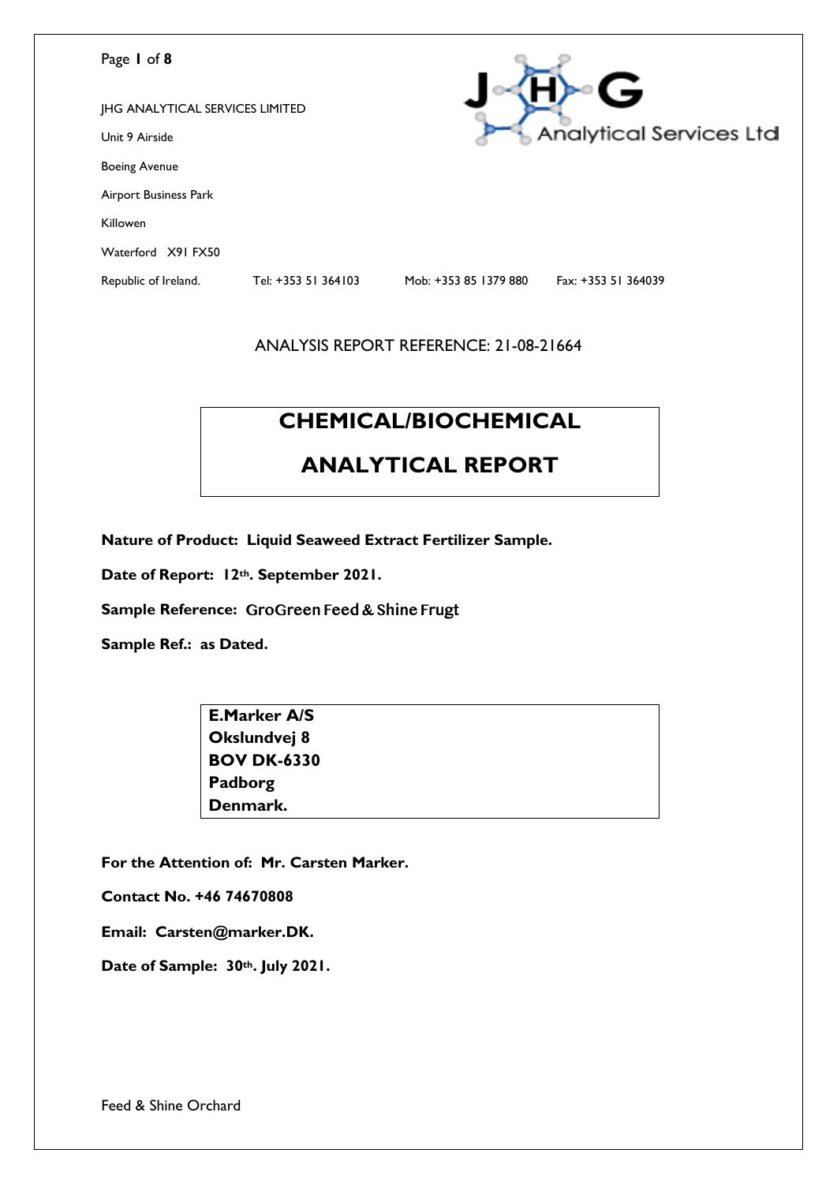JHG ANALYTICAL SERVICES LIMITED

Unit 9 Airside

Boeing Avenue

Airport Business Park

Killowen

Waterford X91 FX50

Republic of Ireland. Tel: +353 51 364103 Mob: +353 85 1379 880 Fax: +353 51 364039

JHG Analytical Services Ltd

ANALYSIS REPORT REFERENCE: 21-08-21664

# CHEMICAL/BIOCHEMICAL ANALYTICAL REPORT

**Nature of Product: Liquid Seaweed Extract Fertilizer Sample.**

**Date of Report: 12th. September 2021.**

**Sample Reference:** GroGreen Feed & Shine Frugt

**Sample Ref.: as Dated.**

**E.Marker A/S**
**Okslundvej 8**
**BOV DK-6330**
**Padborg**
**Denmark.**

**For the Attention of: Mr. Carsten Marker.**

**Contact No. +46 74670808**

**Email: Carsten@marker.DK.**

**Date of Sample: 30th. July 2021.**

Feed & Shine Orchard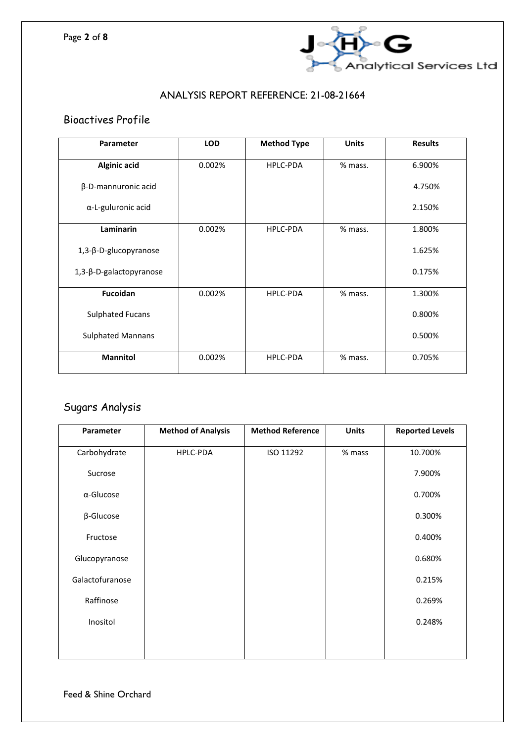ANALYSIS REPORT REFERENCE: 21-08-21664

## Bioactives Profile

| Parameter | LOD | Method Type | Units | Results |
|---|---|---|---|---|
| **Alginic acid** | 0.002% | HPLC-PDA | % mass. | 6.900% |
| β-D-mannuronic acid | | | | 4.750% |
| α-L-guluronic acid | | | | 2.150% |
| **Laminarin** | 0.002% | HPLC-PDA | % mass. | 1.800% |
| 1,3-β-D-glucopyranose | | | | 1.625% |
| 1,3-β-D-galactopyranose | | | | 0.175% |
| **Fucoidan** | 0.002% | HPLC-PDA | % mass. | 1.300% |
| Sulphated Fucans | | | | 0.800% |
| Sulphated Mannans | | | | 0.500% |
| **Mannitol** | 0.002% | HPLC-PDA | % mass. | 0.705% |

## Sugars Analysis

| Parameter | Method of Analysis | Method Reference | Units | Reported Levels |
|---|---|---|---|---|
| Carbohydrate | HPLC-PDA | ISO 11292 | % mass | 10.700% |
| Sucrose | | | | 7.900% |
| α-Glucose | | | | 0.700% |
| β-Glucose | | | | 0.300% |
| Fructose | | | | 0.400% |
| Glucopyranose | | | | 0.680% |
| Galactofuranose | | | | 0.215% |
| Raffinose | | | | 0.269% |
| Inositol | | | | 0.248% |

Feed & Shine Orchard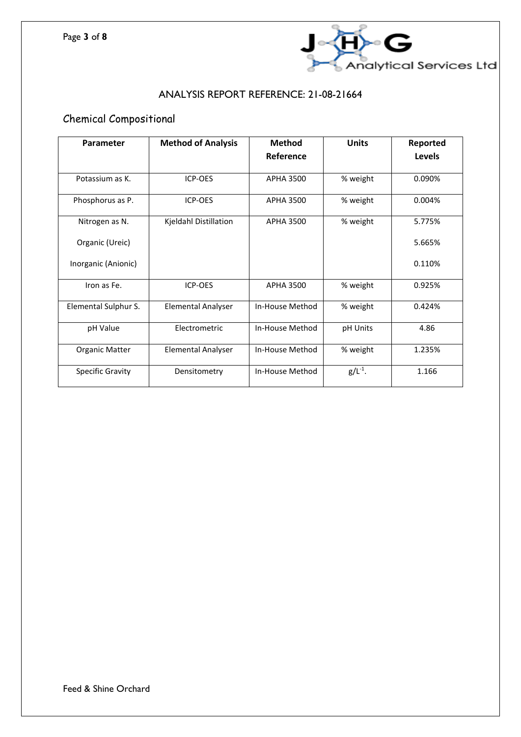# ANALYSIS REPORT REFERENCE: 21-08-21664

## Chemical Compositional

| Parameter | Method of Analysis | Method Reference | Units | Reported Levels |
|---|---|---|---|---|
| Potassium as K. | ICP-OES | APHA 3500 | % weight | 0.090% |
| Phosphorus as P. | ICP-OES | APHA 3500 | % weight | 0.004% |
| Nitrogen as N.<br>Organic (Ureic)<br>Inorganic (Anionic) | Kjeldahl Distillation | APHA 3500 | % weight | 5.775%<br>5.665%<br>0.110% |
| Iron as Fe. | ICP-OES | APHA 3500 | % weight | 0.925% |
| Elemental Sulphur S. | Elemental Analyser | In-House Method | % weight | 0.424% |
| pH Value | Electrometric | In-House Method | pH Units | 4.86 |
| Organic Matter | Elemental Analyser | In-House Method | % weight | 1.235% |
| Specific Gravity | Densitometry | In-House Method | $g/L^{-1}$. | 1.166 |

Feed & Shine Orchard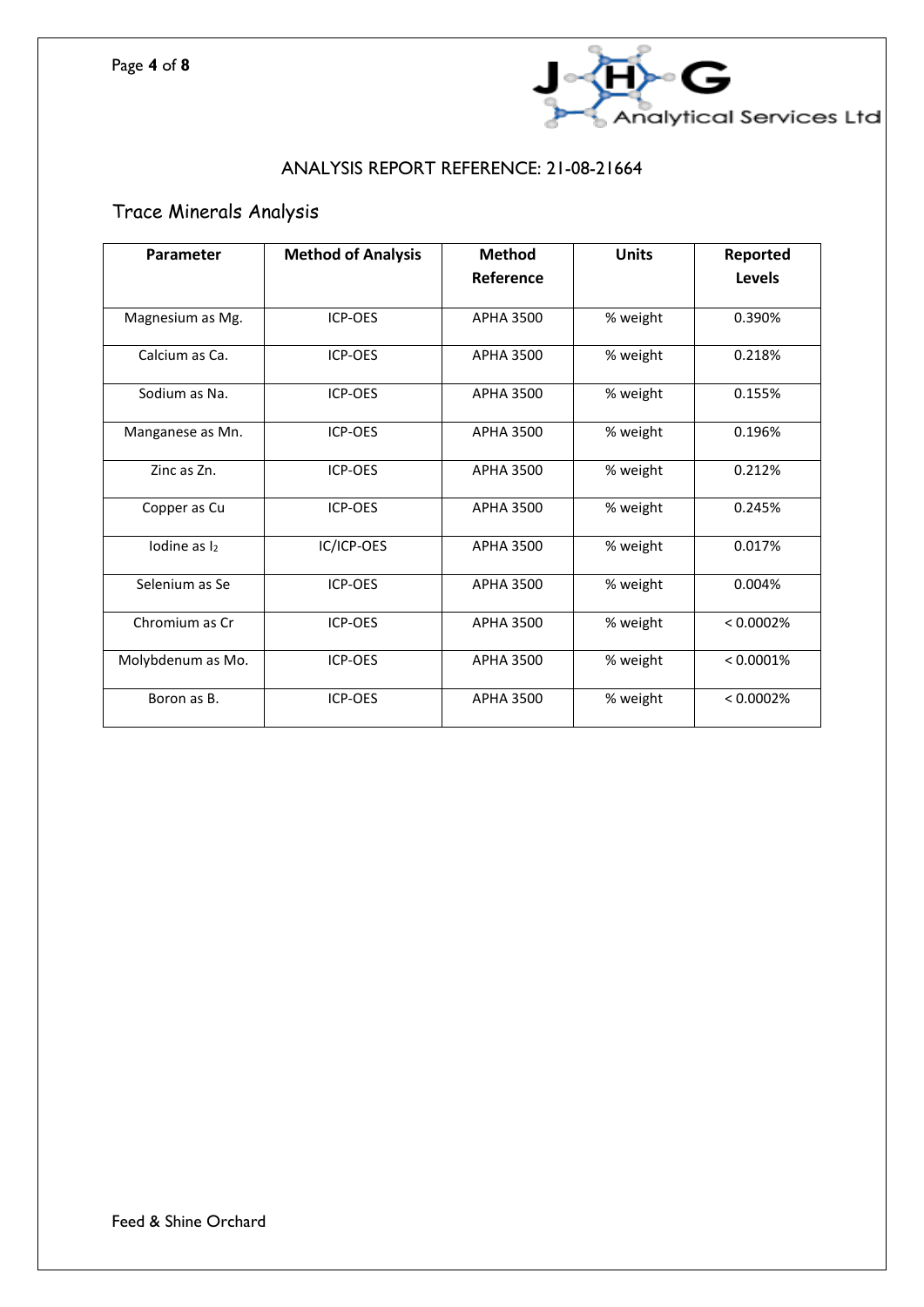ANALYSIS REPORT REFERENCE: 21-08-21664

## Trace Minerals Analysis

| Parameter | Method of Analysis | Method Reference | Units | Reported Levels |
|---|---|---|---|---|
| Magnesium as Mg. | ICP-OES | APHA 3500 | % weight | 0.390% |
| Calcium as Ca. | ICP-OES | APHA 3500 | % weight | 0.218% |
| Sodium as Na. | ICP-OES | APHA 3500 | % weight | 0.155% |
| Manganese as Mn. | ICP-OES | APHA 3500 | % weight | 0.196% |
| Zinc as Zn. | ICP-OES | APHA 3500 | % weight | 0.212% |
| Copper as Cu | ICP-OES | APHA 3500 | % weight | 0.245% |
| Iodine as $I_2$ | IC/ICP-OES | APHA 3500 | % weight | 0.017% |
| Selenium as Se | ICP-OES | APHA 3500 | % weight | 0.004% |
| Chromium as Cr | ICP-OES | APHA 3500 | % weight | < 0.0002% |
| Molybdenum as Mo. | ICP-OES | APHA 3500 | % weight | < 0.0001% |
| Boron as B. | ICP-OES | APHA 3500 | % weight | < 0.0002% |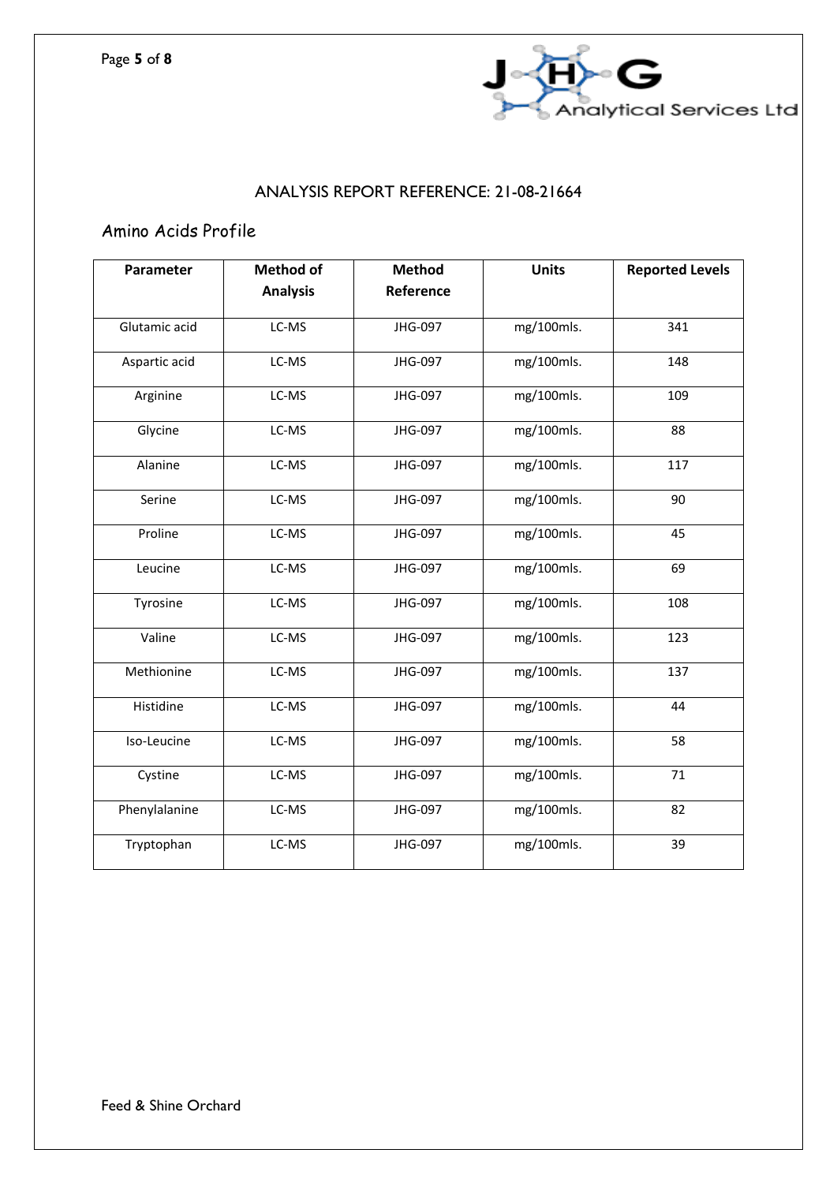## ANALYSIS REPORT REFERENCE: 21-08-21664

### Amino Acids Profile

| Parameter | Method of Analysis | Method Reference | Units | Reported Levels |
|---|---|---|---|---|
| Glutamic acid | LC-MS | JHG-097 | mg/100mls. | 341 |
| Aspartic acid | LC-MS | JHG-097 | mg/100mls. | 148 |
| Arginine | LC-MS | JHG-097 | mg/100mls. | 109 |
| Glycine | LC-MS | JHG-097 | mg/100mls. | 88 |
| Alanine | LC-MS | JHG-097 | mg/100mls. | 117 |
| Serine | LC-MS | JHG-097 | mg/100mls. | 90 |
| Proline | LC-MS | JHG-097 | mg/100mls. | 45 |
| Leucine | LC-MS | JHG-097 | mg/100mls. | 69 |
| Tyrosine | LC-MS | JHG-097 | mg/100mls. | 108 |
| Valine | LC-MS | JHG-097 | mg/100mls. | 123 |
| Methionine | LC-MS | JHG-097 | mg/100mls. | 137 |
| Histidine | LC-MS | JHG-097 | mg/100mls. | 44 |
| Iso-Leucine | LC-MS | JHG-097 | mg/100mls. | 58 |
| Cystine | LC-MS | JHG-097 | mg/100mls. | 71 |
| Phenylalanine | LC-MS | JHG-097 | mg/100mls. | 82 |
| Tryptophan | LC-MS | JHG-097 | mg/100mls. | 39 |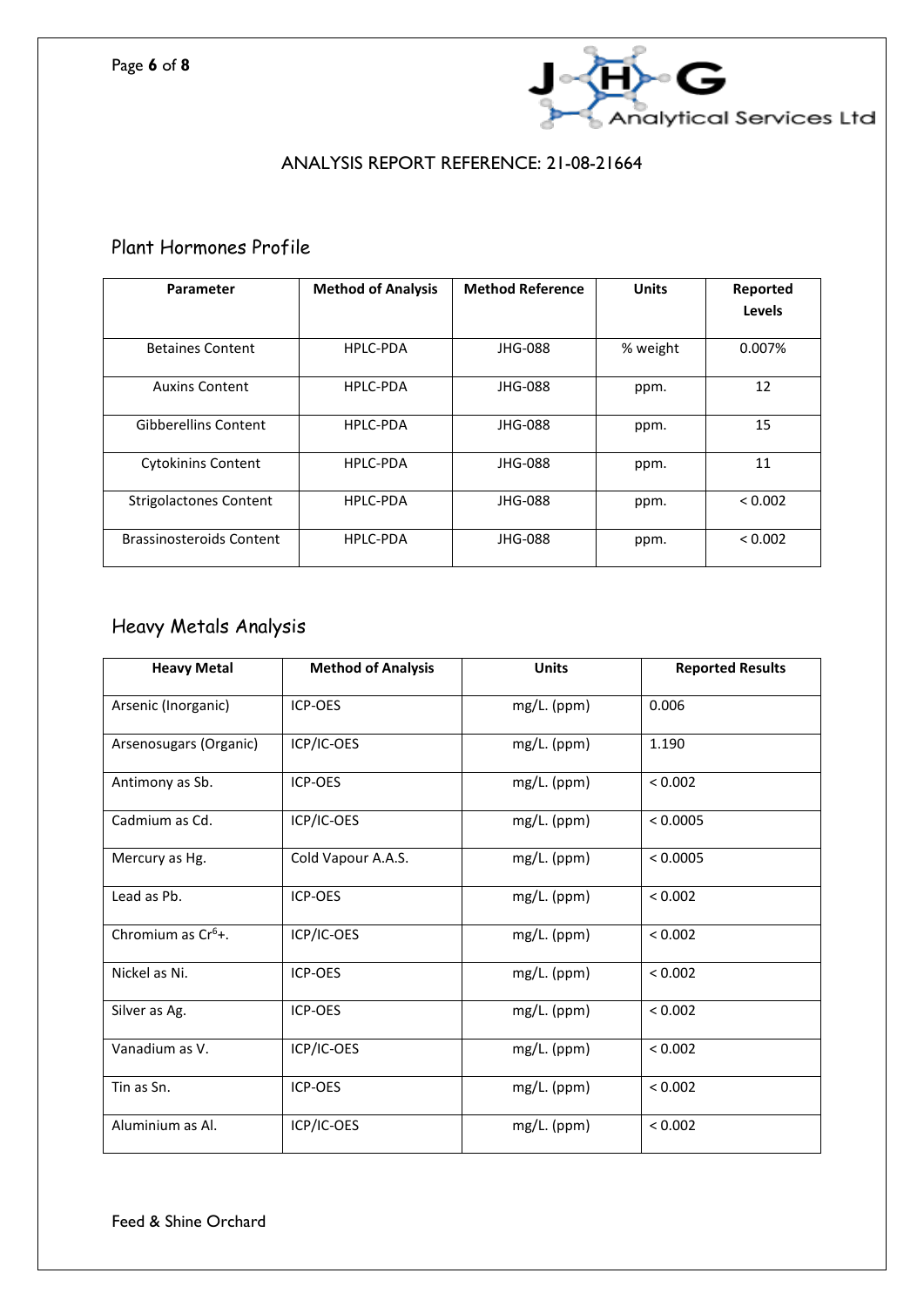ANALYSIS REPORT REFERENCE: 21-08-21664

## Plant Hormones Profile

| Parameter | Method of Analysis | Method Reference | Units | Reported Levels |
|---|---|---|---|---|
| Betaines Content | HPLC-PDA | JHG-088 | % weight | 0.007% |
| Auxins Content | HPLC-PDA | JHG-088 | ppm. | 12 |
| Gibberellins Content | HPLC-PDA | JHG-088 | ppm. | 15 |
| Cytokinins Content | HPLC-PDA | JHG-088 | ppm. | 11 |
| Strigolactones Content | HPLC-PDA | JHG-088 | ppm. | < 0.002 |
| Brassinosteroids Content | HPLC-PDA | JHG-088 | ppm. | < 0.002 |

## Heavy Metals Analysis

| Heavy Metal | Method of Analysis | Units | Reported Results |
|---|---|---|---|
| Arsenic (Inorganic) | ICP-OES | mg/L. (ppm) | 0.006 |
| Arsenosugars (Organic) | ICP/IC-OES | mg/L. (ppm) | 1.190 |
| Antimony as Sb. | ICP-OES | mg/L. (ppm) | < 0.002 |
| Cadmium as Cd. | ICP/IC-OES | mg/L. (ppm) | < 0.0005 |
| Mercury as Hg. | Cold Vapour A.A.S. | mg/L. (ppm) | < 0.0005 |
| Lead as Pb. | ICP-OES | mg/L. (ppm) | < 0.002 |
| Chromium as $Cr^{6}+$. | ICP/IC-OES | mg/L. (ppm) | < 0.002 |
| Nickel as Ni. | ICP-OES | mg/L. (ppm) | < 0.002 |
| Silver as Ag. | ICP-OES | mg/L. (ppm) | < 0.002 |
| Vanadium as V. | ICP/IC-OES | mg/L. (ppm) | < 0.002 |
| Tin as Sn. | ICP-OES | mg/L. (ppm) | < 0.002 |
| Aluminium as Al. | ICP/IC-OES | mg/L. (ppm) | < 0.002 |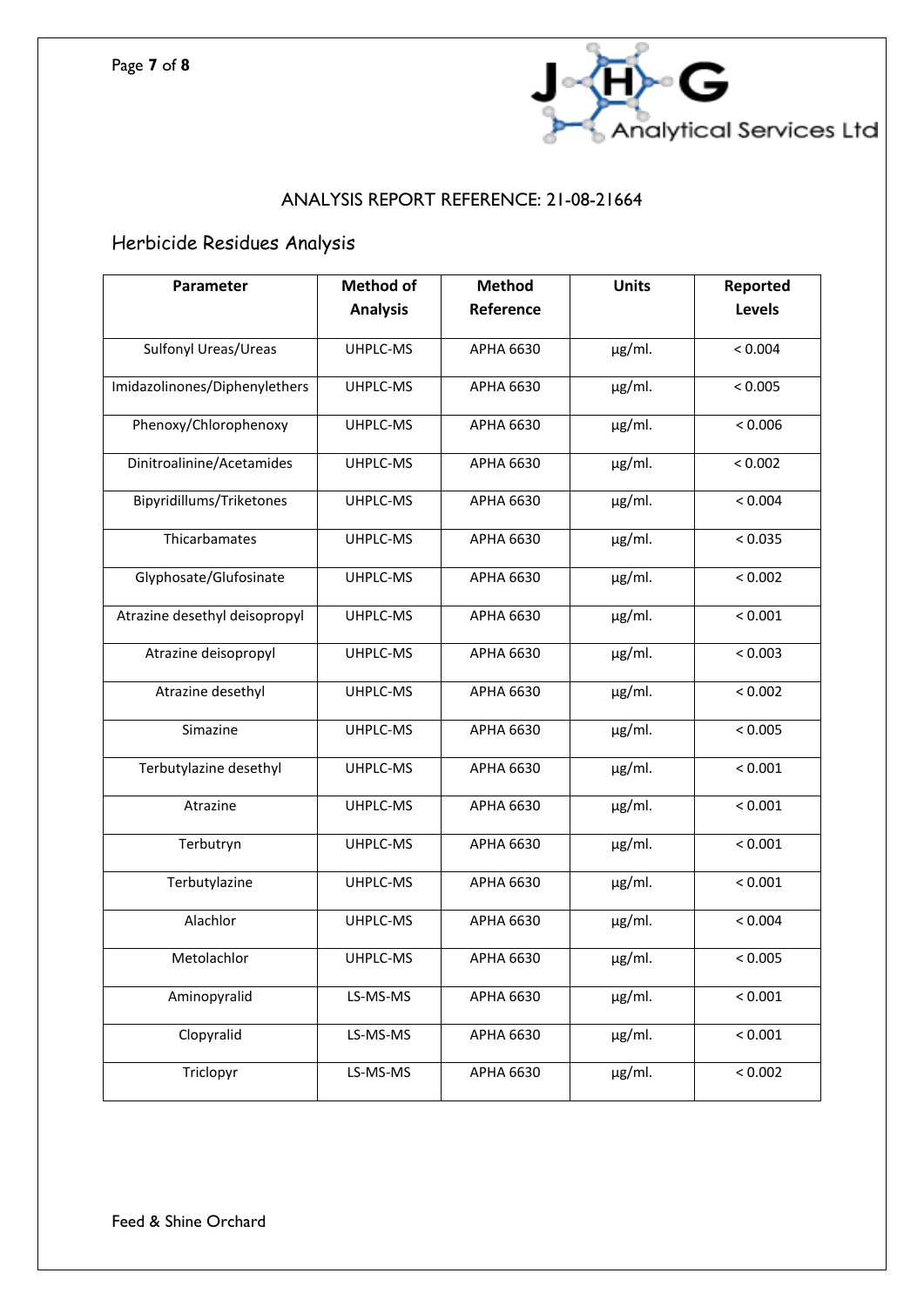ANALYSIS REPORT REFERENCE: 21-08-21664

## Herbicide Residues Analysis

| Parameter | Method of Analysis | Method Reference | Units | Reported Levels |
|---|---|---|---|---|
| Sulfonyl Ureas/Ureas | UHPLC-MS | APHA 6630 | µg/ml. | < 0.004 |
| Imidazolinones/Diphenylethers | UHPLC-MS | APHA 6630 | µg/ml. | < 0.005 |
| Phenoxy/Chlorophenoxy | UHPLC-MS | APHA 6630 | µg/ml. | < 0.006 |
| Dinitroalinine/Acetamides | UHPLC-MS | APHA 6630 | µg/ml. | < 0.002 |
| Bipyridillums/Triketones | UHPLC-MS | APHA 6630 | µg/ml. | < 0.004 |
| Thicarbamates | UHPLC-MS | APHA 6630 | µg/ml. | < 0.035 |
| Glyphosate/Glufosinate | UHPLC-MS | APHA 6630 | µg/ml. | < 0.002 |
| Atrazine desethyl deisopropyl | UHPLC-MS | APHA 6630 | µg/ml. | < 0.001 |
| Atrazine deisopropyl | UHPLC-MS | APHA 6630 | µg/ml. | < 0.003 |
| Atrazine desethyl | UHPLC-MS | APHA 6630 | µg/ml. | < 0.002 |
| Simazine | UHPLC-MS | APHA 6630 | µg/ml. | < 0.005 |
| Terbutylazine desethyl | UHPLC-MS | APHA 6630 | µg/ml. | < 0.001 |
| Atrazine | UHPLC-MS | APHA 6630 | µg/ml. | < 0.001 |
| Terbutryn | UHPLC-MS | APHA 6630 | µg/ml. | < 0.001 |
| Terbutylazine | UHPLC-MS | APHA 6630 | µg/ml. | < 0.001 |
| Alachlor | UHPLC-MS | APHA 6630 | µg/ml. | < 0.004 |
| Metolachlor | UHPLC-MS | APHA 6630 | µg/ml. | < 0.005 |
| Aminopyralid | LS-MS-MS | APHA 6630 | µg/ml. | < 0.001 |
| Clopyralid | LS-MS-MS | APHA 6630 | µg/ml. | < 0.001 |
| Triclopyr | LS-MS-MS | APHA 6630 | µg/ml. | < 0.002 |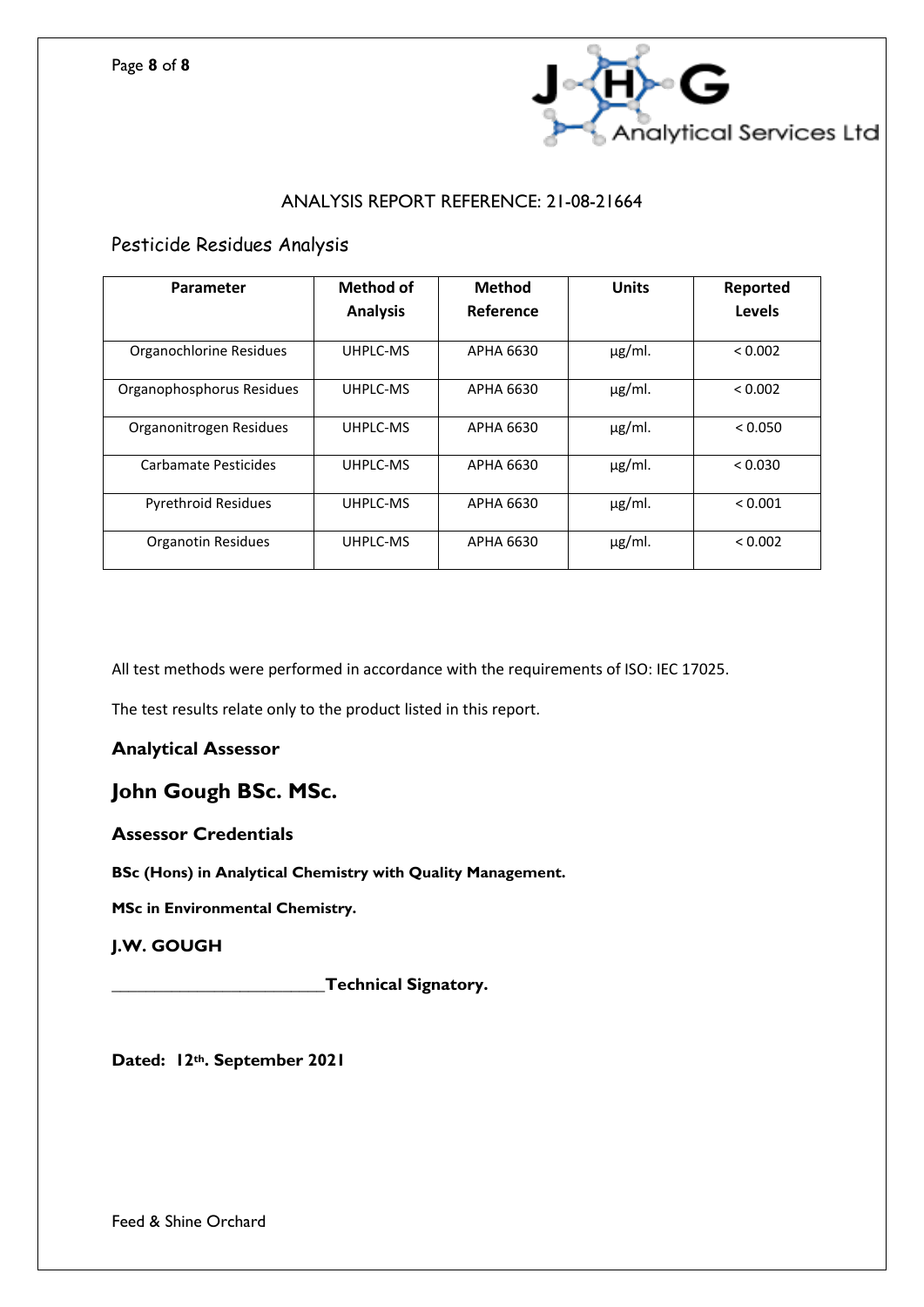ANALYSIS REPORT REFERENCE: 21-08-21664

## Pesticide Residues Analysis

| Parameter | Method of Analysis | Method Reference | Units | Reported Levels |
|---|---|---|---|---|
| Organochlorine Residues | UHPLC-MS | APHA 6630 | µg/ml. | < 0.002 |
| Organophosphorus Residues | UHPLC-MS | APHA 6630 | µg/ml. | < 0.002 |
| Organonitrogen Residues | UHPLC-MS | APHA 6630 | µg/ml. | < 0.050 |
| Carbamate Pesticides | UHPLC-MS | APHA 6630 | µg/ml. | < 0.030 |
| Pyrethroid Residues | UHPLC-MS | APHA 6630 | µg/ml. | < 0.001 |
| Organotin Residues | UHPLC-MS | APHA 6630 | µg/ml. | < 0.002 |

All test methods were performed in accordance with the requirements of ISO: IEC 17025.

The test results relate only to the product listed in this report.

**Analytical Assessor**

## John Gough BSc. MSc.

**Assessor Credentials**

**BSc (Hons) in Analytical Chemistry with Quality Management.**

**MSc in Environmental Chemistry.**

**J.W. GOUGH**

**________________________Technical Signatory.**

**Dated: 12th. September 2021**

Feed & Shine Orchard